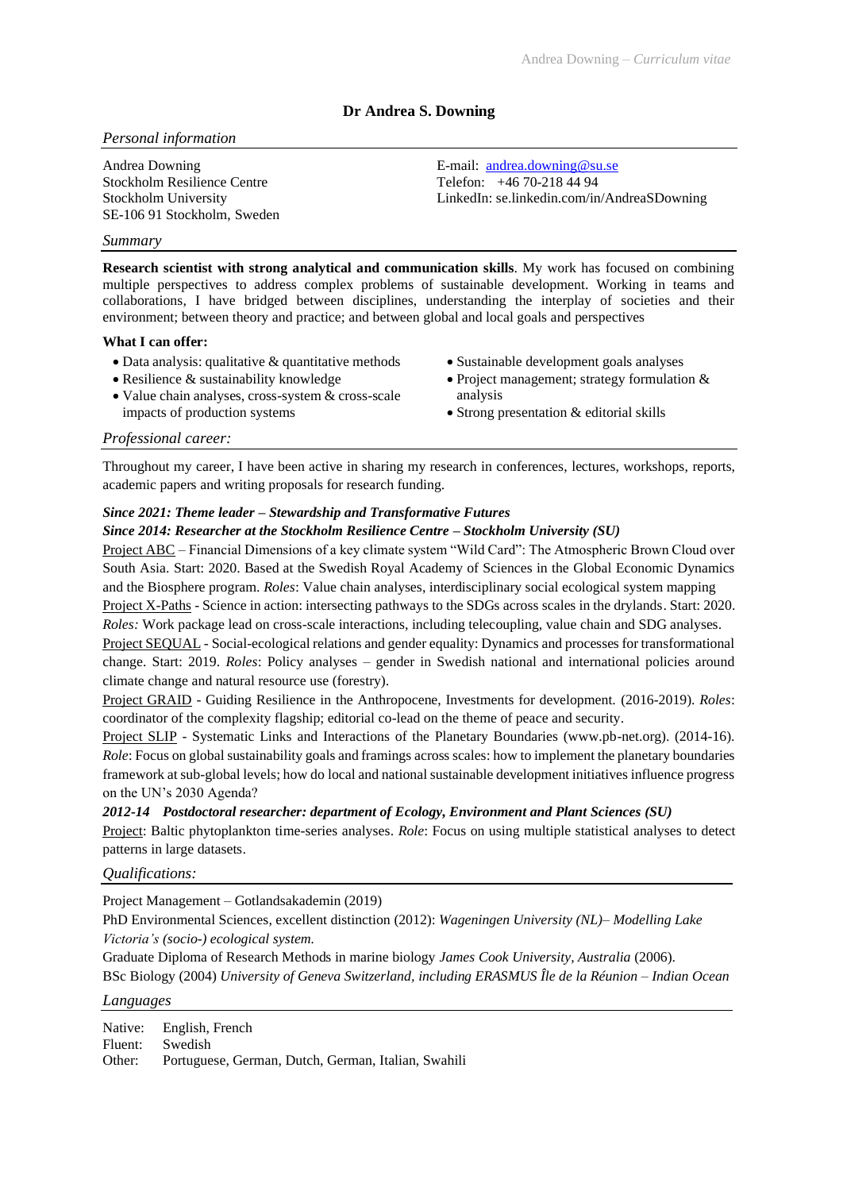# Dr Andrea S. Downing

## *Personal information*

Andrea Downing
Stockholm Resilience Centre
Stockholm University
SE-106 91 Stockholm, Sweden

E-mail: andrea.downing@su.se
Telefon: +46 70-218 44 94
LinkedIn: se.linkedin.com/in/AndreaSDowning

## *Summary*

**Research scientist with strong analytical and communication skills**. My work has focused on combining multiple perspectives to address complex problems of sustainable development. Working in teams and collaborations, I have bridged between disciplines, understanding the interplay of societies and their environment; between theory and practice; and between global and local goals and perspectives

**What I can offer:**

- Data analysis: qualitative & quantitative methods
- Resilience & sustainability knowledge
- Value chain analyses, cross-system & cross-scale impacts of production systems
- Sustainable development goals analyses
- Project management; strategy formulation & analysis
- Strong presentation & editorial skills

## *Professional career:*

Throughout my career, I have been active in sharing my research in conferences, lectures, workshops, reports, academic papers and writing proposals for research funding.

***Since 2021: Theme leader – Stewardship and Transformative Futures***
***Since 2014: Researcher at the Stockholm Resilience Centre – Stockholm University (SU)***

Project ABC – Financial Dimensions of a key climate system "Wild Card": The Atmospheric Brown Cloud over South Asia. Start: 2020. Based at the Swedish Royal Academy of Sciences in the Global Economic Dynamics and the Biosphere program. *Roles*: Value chain analyses, interdisciplinary social ecological system mapping

Project X-Paths - Science in action: intersecting pathways to the SDGs across scales in the drylands. Start: 2020. *Roles:* Work package lead on cross-scale interactions, including telecoupling, value chain and SDG analyses.

Project SEQUAL - Social-ecological relations and gender equality: Dynamics and processes for transformational change. Start: 2019. *Roles*: Policy analyses – gender in Swedish national and international policies around climate change and natural resource use (forestry).

Project GRAID - Guiding Resilience in the Anthropocene, Investments for development. (2016-2019). *Roles*: coordinator of the complexity flagship; editorial co-lead on the theme of peace and security.

Project SLIP - Systematic Links and Interactions of the Planetary Boundaries (www.pb-net.org). (2014-16). *Role*: Focus on global sustainability goals and framings across scales: how to implement the planetary boundaries framework at sub-global levels; how do local and national sustainable development initiatives influence progress on the UN's 2030 Agenda?

***2012-14 Postdoctoral researcher: department of Ecology, Environment and Plant Sciences (SU)***

Project: Baltic phytoplankton time-series analyses. *Role*: Focus on using multiple statistical analyses to detect patterns in large datasets.

## *Qualifications:*

Project Management – Gotlandsakademin (2019)

PhD Environmental Sciences, excellent distinction (2012): *Wageningen University (NL)– Modelling Lake Victoria's (socio-) ecological system.*

Graduate Diploma of Research Methods in marine biology *James Cook University, Australia* (2006).

BSc Biology (2004) *University of Geneva Switzerland, including ERASMUS Île de la Réunion – Indian Ocean*

## *Languages*

Native: English, French
Fluent: Swedish
Other: Portuguese, German, Dutch, German, Italian, Swahili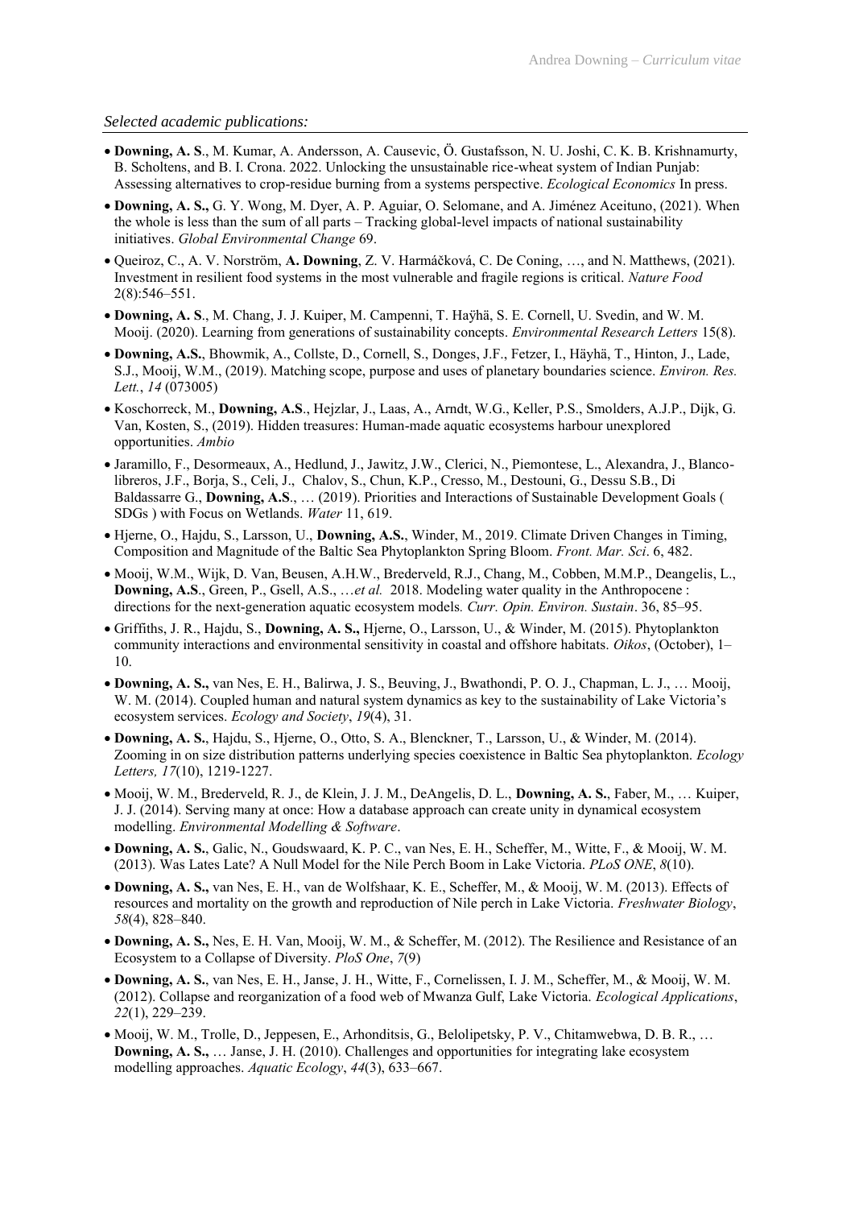*Selected academic publications:*

- **Downing, A. S**., M. Kumar, A. Andersson, A. Causevic, Ö. Gustafsson, N. U. Joshi, C. K. B. Krishnamurty, B. Scholtens, and B. I. Crona. 2022. Unlocking the unsustainable rice-wheat system of Indian Punjab: Assessing alternatives to crop-residue burning from a systems perspective. *Ecological Economics* In press.
- **Downing, A. S.,** G. Y. Wong, M. Dyer, A. P. Aguiar, O. Selomane, and A. Jiménez Aceituno, (2021). When the whole is less than the sum of all parts – Tracking global-level impacts of national sustainability initiatives. *Global Environmental Change* 69.
- Queiroz, C., A. V. Norström, **A. Downing**, Z. V. Harmáčková, C. De Coning, …, and N. Matthews, (2021). Investment in resilient food systems in the most vulnerable and fragile regions is critical. *Nature Food* 2(8):546–551.
- **Downing, A. S**., M. Chang, J. J. Kuiper, M. Campenni, T. Haÿhä, S. E. Cornell, U. Svedin, and W. M. Mooij. (2020). Learning from generations of sustainability concepts. *Environmental Research Letters* 15(8).
- **Downing, A.S.**, Bhowmik, A., Collste, D., Cornell, S., Donges, J.F., Fetzer, I., Häyhä, T., Hinton, J., Lade, S.J., Mooij, W.M., (2019). Matching scope, purpose and uses of planetary boundaries science. *Environ. Res. Lett.*, *14* (073005)
- Koschorreck, M., **Downing, A.S**., Hejzlar, J., Laas, A., Arndt, W.G., Keller, P.S., Smolders, A.J.P., Dijk, G. Van, Kosten, S., (2019). Hidden treasures: Human-made aquatic ecosystems harbour unexplored opportunities. *Ambio*
- Jaramillo, F., Desormeaux, A., Hedlund, J., Jawitz, J.W., Clerici, N., Piemontese, L., Alexandra, J., Blanco-libreros, J.F., Borja, S., Celi, J., Chalov, S., Chun, K.P., Cresso, M., Destouni, G., Dessu S.B., Di Baldassarre G., **Downing, A.S**., … (2019). Priorities and Interactions of Sustainable Development Goals ( SDGs ) with Focus on Wetlands. *Water* 11, 619.
- Hjerne, O., Hajdu, S., Larsson, U., **Downing, A.S.**, Winder, M., 2019. Climate Driven Changes in Timing, Composition and Magnitude of the Baltic Sea Phytoplankton Spring Bloom. *Front. Mar. Sci*. 6, 482.
- Mooij, W.M., Wijk, D. Van, Beusen, A.H.W., Brederveld, R.J., Chang, M., Cobben, M.M.P., Deangelis, L., **Downing, A.S**., Green, P., Gsell, A.S., …*et al.* 2018. Modeling water quality in the Anthropocene : directions for the next-generation aquatic ecosystem models*. Curr. Opin. Environ. Sustain*. 36, 85–95.
- Griffiths, J. R., Hajdu, S., **Downing, A. S.,** Hjerne, O., Larsson, U., & Winder, M. (2015). Phytoplankton community interactions and environmental sensitivity in coastal and offshore habitats. *Oikos*, (October), 1–10.
- **Downing, A. S.,** van Nes, E. H., Balirwa, J. S., Beuving, J., Bwathondi, P. O. J., Chapman, L. J., … Mooij, W. M. (2014). Coupled human and natural system dynamics as key to the sustainability of Lake Victoria's ecosystem services. *Ecology and Society*, *19*(4), 31.
- **Downing, A. S**., Hajdu, S., Hjerne, O., Otto, S. A., Blenckner, T., Larsson, U., & Winder, M. (2014). Zooming in on size distribution patterns underlying species coexistence in Baltic Sea phytoplankton. *Ecology Letters, 17*(10), 1219-1227.
- Mooij, W. M., Brederveld, R. J., de Klein, J. J. M., DeAngelis, D. L., **Downing, A. S.**, Faber, M., … Kuiper, J. J. (2014). Serving many at once: How a database approach can create unity in dynamical ecosystem modelling. *Environmental Modelling & Software*.
- **Downing, A. S.**, Galic, N., Goudswaard, K. P. C., van Nes, E. H., Scheffer, M., Witte, F., & Mooij, W. M. (2013). Was Lates Late? A Null Model for the Nile Perch Boom in Lake Victoria. *PLoS ONE*, *8*(10).
- **Downing, A. S.,** van Nes, E. H., van de Wolfshaar, K. E., Scheffer, M., & Mooij, W. M. (2013). Effects of resources and mortality on the growth and reproduction of Nile perch in Lake Victoria. *Freshwater Biology*, *58*(4), 828–840.
- **Downing, A. S.,** Nes, E. H. Van, Mooij, W. M., & Scheffer, M. (2012). The Resilience and Resistance of an Ecosystem to a Collapse of Diversity. *PloS One*, *7*(9)
- **Downing, A. S**., van Nes, E. H., Janse, J. H., Witte, F., Cornelissen, I. J. M., Scheffer, M., & Mooij, W. M. (2012). Collapse and reorganization of a food web of Mwanza Gulf, Lake Victoria. *Ecological Applications*, *22*(1), 229–239.
- Mooij, W. M., Trolle, D., Jeppesen, E., Arhonditsis, G., Belolipetsky, P. V., Chitamwebwa, D. B. R., … **Downing, A. S.,** … Janse, J. H. (2010). Challenges and opportunities for integrating lake ecosystem modelling approaches. *Aquatic Ecology*, *44*(3), 633–667.